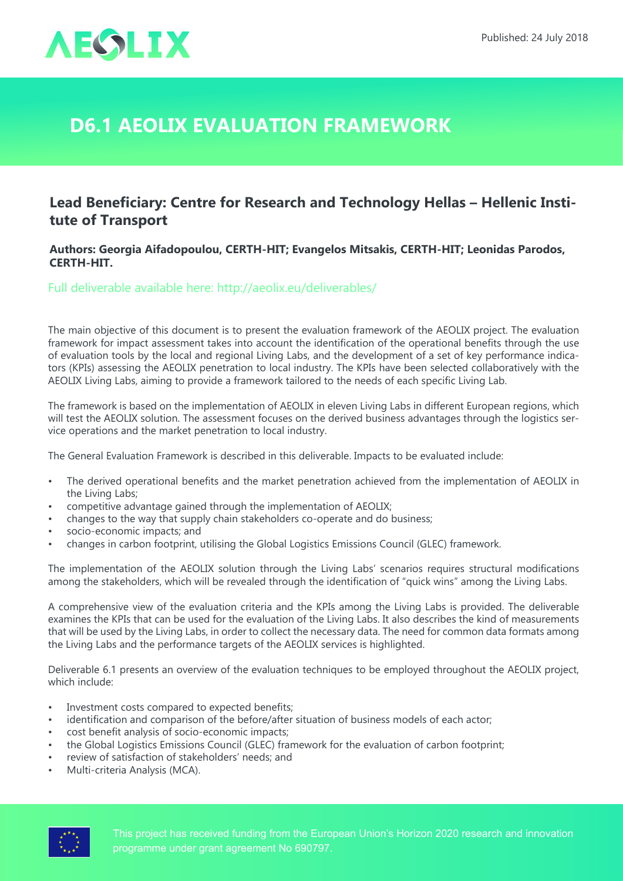AEOLIX

Published: 24 July 2018

# D6.1 AEOLIX EVALUATION FRAMEWORK

## Lead Beneficiary: Centre for Research and Technology Hellas – Hellenic Institute of Transport

**Authors: Georgia Aifadopoulou, CERTH-HIT; Evangelos Mitsakis, CERTH-HIT; Leonidas Parodos, CERTH-HIT.**

Full deliverable available here: http://aeolix.eu/deliverables/

The main objective of this document is to present the evaluation framework of the AEOLIX project. The evaluation framework for impact assessment takes into account the identification of the operational benefits through the use of evaluation tools by the local and regional Living Labs, and the development of a set of key performance indicators (KPIs) assessing the AEOLIX penetration to local industry. The KPIs have been selected collaboratively with the AEOLIX Living Labs, aiming to provide a framework tailored to the needs of each specific Living Lab.

The framework is based on the implementation of AEOLIX in eleven Living Labs in different European regions, which will test the AEOLIX solution. The assessment focuses on the derived business advantages through the logistics service operations and the market penetration to local industry.

The General Evaluation Framework is described in this deliverable. Impacts to be evaluated include:

- The derived operational benefits and the market penetration achieved from the implementation of AEOLIX in the Living Labs;
- competitive advantage gained through the implementation of AEOLIX;
- changes to the way that supply chain stakeholders co-operate and do business;
- socio-economic impacts; and
- changes in carbon footprint, utilising the Global Logistics Emissions Council (GLEC) framework.

The implementation of the AEOLIX solution through the Living Labs' scenarios requires structural modifications among the stakeholders, which will be revealed through the identification of "quick wins" among the Living Labs.

A comprehensive view of the evaluation criteria and the KPIs among the Living Labs is provided. The deliverable examines the KPIs that can be used for the evaluation of the Living Labs. It also describes the kind of measurements that will be used by the Living Labs, in order to collect the necessary data. The need for common data formats among the Living Labs and the performance targets of the AEOLIX services is highlighted.

Deliverable 6.1 presents an overview of the evaluation techniques to be employed throughout the AEOLIX project, which include:

- Investment costs compared to expected benefits;
- identification and comparison of the before/after situation of business models of each actor;
- cost benefit analysis of socio-economic impacts;
- the Global Logistics Emissions Council (GLEC) framework for the evaluation of carbon footprint;
- review of satisfaction of stakeholders' needs; and
- Multi-criteria Analysis (MCA).

This project has received funding from the European Union's Horizon 2020 research and innovation programme under grant agreement No 690797.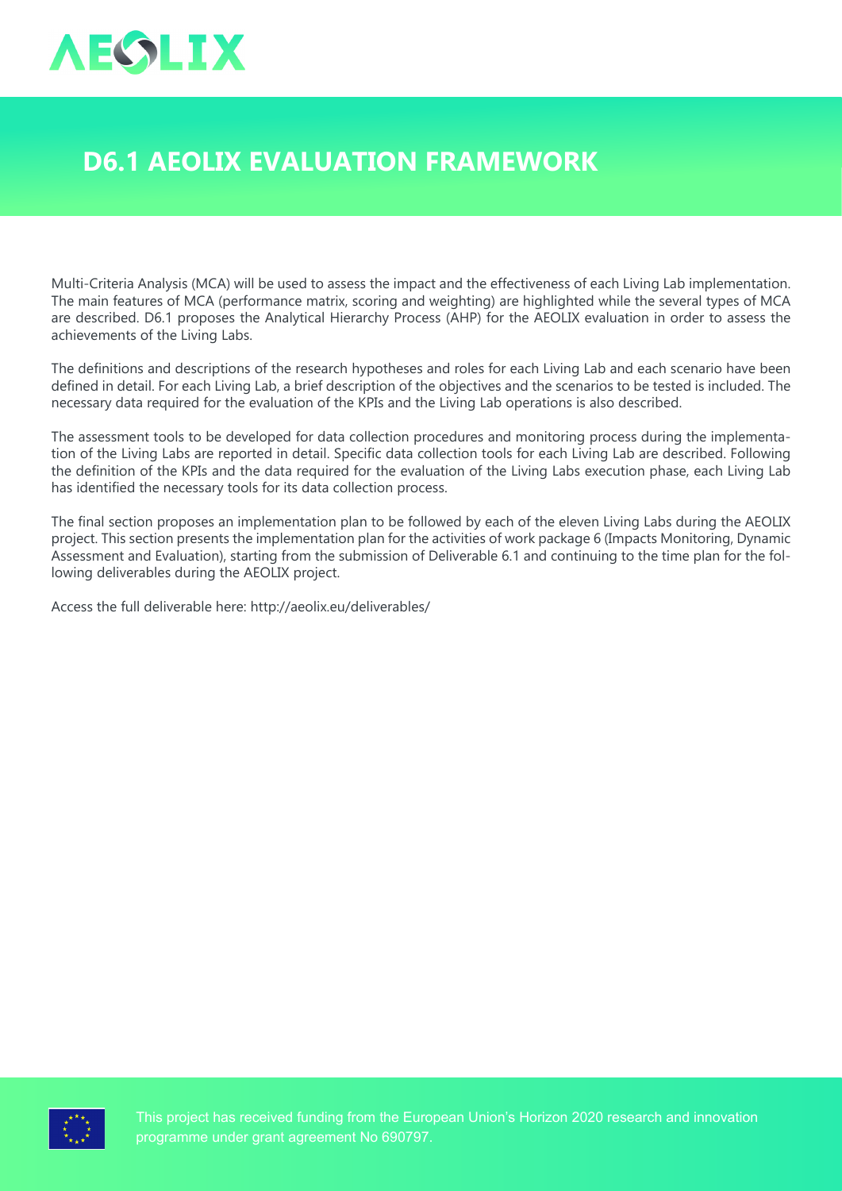# D6.1 AEOLIX EVALUATION FRAMEWORK

Multi-Criteria Analysis (MCA) will be used to assess the impact and the effectiveness of each Living Lab implementation. The main features of MCA (performance matrix, scoring and weighting) are highlighted while the several types of MCA are described. D6.1 proposes the Analytical Hierarchy Process (AHP) for the AEOLIX evaluation in order to assess the achievements of the Living Labs.

The definitions and descriptions of the research hypotheses and roles for each Living Lab and each scenario have been defined in detail. For each Living Lab, a brief description of the objectives and the scenarios to be tested is included. The necessary data required for the evaluation of the KPIs and the Living Lab operations is also described.

The assessment tools to be developed for data collection procedures and monitoring process during the implementation of the Living Labs are reported in detail. Specific data collection tools for each Living Lab are described. Following the definition of the KPIs and the data required for the evaluation of the Living Labs execution phase, each Living Lab has identified the necessary tools for its data collection process.

The final section proposes an implementation plan to be followed by each of the eleven Living Labs during the AEOLIX project. This section presents the implementation plan for the activities of work package 6 (Impacts Monitoring, Dynamic Assessment and Evaluation), starting from the submission of Deliverable 6.1 and continuing to the time plan for the following deliverables during the AEOLIX project.

Access the full deliverable here: http://aeolix.eu/deliverables/

This project has received funding from the European Union's Horizon 2020 research and innovation programme under grant agreement No 690797.